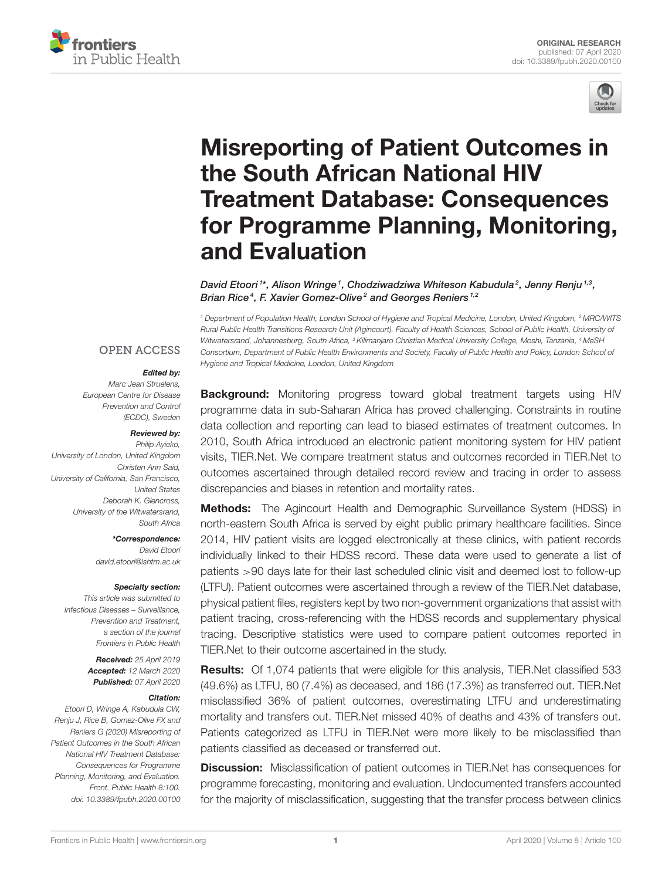ORIGINAL RESEARCH
published: 07 April 2020
doi: 10.3389/fpubh.2020.00100

# Misreporting of Patient Outcomes in the South African National HIV Treatment Database: Consequences for Programme Planning, Monitoring, and Evaluation

*David Etoori[1]\*, Alison Wringe[1], Chodziwadziwa Whiteson Kabudula[2], Jenny Renju[1,3], Brian Rice[4], F. Xavier Gomez-Olive[2] and Georges Reniers[1,2]*

[1] Department of Population Health, London School of Hygiene and Tropical Medicine, London, United Kingdom, [2] MRC/WITS Rural Public Health Transitions Research Unit (Agincourt), Faculty of Health Sciences, School of Public Health, University of Witwatersrand, Johannesburg, South Africa, [3] Kilimanjaro Christian Medical University College, Moshi, Tanzania, [4] MeSH Consortium, Department of Public Health Environments and Society, Faculty of Public Health and Policy, London School of Hygiene and Tropical Medicine, London, United Kingdom

OPEN ACCESS

**Edited by:**
*Marc Jean Struelens, European Centre for Disease Prevention and Control (ECDC), Sweden*

**Reviewed by:**
*Philip Ayieko, University of London, United Kingdom*
*Christen Ann Said, University of California, San Francisco, United States*
*Deborah K. Glencross, University of the Witwatersrand, South Africa*

**\*Correspondence:**
*David Etoori*
*david.etoori@lshtm.ac.uk*

**Specialty section:**
*This article was submitted to Infectious Diseases – Surveillance, Prevention and Treatment, a section of the journal Frontiers in Public Health*

**Received:** *25 April 2019*
**Accepted:** *12 March 2020*
**Published:** *07 April 2020*

**Citation:**
*Etoori D, Wringe A, Kabudula CW, Renju J, Rice B, Gomez-Olive FX and Reniers G (2020) Misreporting of Patient Outcomes in the South African National HIV Treatment Database: Consequences for Programme Planning, Monitoring, and Evaluation. Front. Public Health 8:100. doi: 10.3389/fpubh.2020.00100*

**Background:** Monitoring progress toward global treatment targets using HIV programme data in sub-Saharan Africa has proved challenging. Constraints in routine data collection and reporting can lead to biased estimates of treatment outcomes. In 2010, South Africa introduced an electronic patient monitoring system for HIV patient visits, TIER.Net. We compare treatment status and outcomes recorded in TIER.Net to outcomes ascertained through detailed record review and tracing in order to assess discrepancies and biases in retention and mortality rates.

**Methods:** The Agincourt Health and Demographic Surveillance System (HDSS) in north-eastern South Africa is served by eight public primary healthcare facilities. Since 2014, HIV patient visits are logged electronically at these clinics, with patient records individually linked to their HDSS record. These data were used to generate a list of patients >90 days late for their last scheduled clinic visit and deemed lost to follow-up (LTFU). Patient outcomes were ascertained through a review of the TIER.Net database, physical patient files, registers kept by two non-government organizations that assist with patient tracing, cross-referencing with the HDSS records and supplementary physical tracing. Descriptive statistics were used to compare patient outcomes reported in TIER.Net to their outcome ascertained in the study.

**Results:** Of 1,074 patients that were eligible for this analysis, TIER.Net classified 533 (49.6%) as LTFU, 80 (7.4%) as deceased, and 186 (17.3%) as transferred out. TIER.Net misclassified 36% of patient outcomes, overestimating LTFU and underestimating mortality and transfers out. TIER.Net missed 40% of deaths and 43% of transfers out. Patients categorized as LTFU in TIER.Net were more likely to be misclassified than patients classified as deceased or transferred out.

**Discussion:** Misclassification of patient outcomes in TIER.Net has consequences for programme forecasting, monitoring and evaluation. Undocumented transfers accounted for the majority of misclassification, suggesting that the transfer process between clinics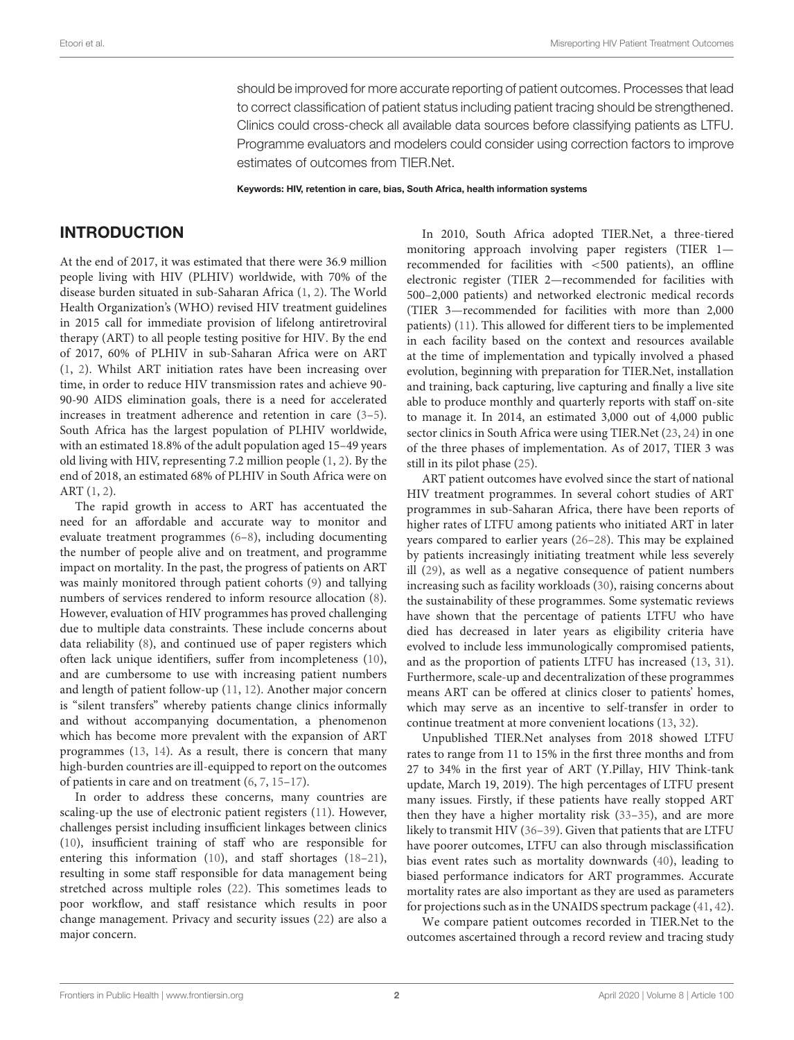should be improved for more accurate reporting of patient outcomes. Processes that lead to correct classification of patient status including patient tracing should be strengthened. Clinics could cross-check all available data sources before classifying patients as LTFU. Programme evaluators and modelers could consider using correction factors to improve estimates of outcomes from TIER.Net.

**Keywords: HIV, retention in care, bias, South Africa, health information systems**

## INTRODUCTION

At the end of 2017, it was estimated that there were 36.9 million people living with HIV (PLHIV) worldwide, with 70% of the disease burden situated in sub-Saharan Africa (1, 2). The World Health Organization's (WHO) revised HIV treatment guidelines in 2015 call for immediate provision of lifelong antiretroviral therapy (ART) to all people testing positive for HIV. By the end of 2017, 60% of PLHIV in sub-Saharan Africa were on ART (1, 2). Whilst ART initiation rates have been increasing over time, in order to reduce HIV transmission rates and achieve 90-90-90 AIDS elimination goals, there is a need for accelerated increases in treatment adherence and retention in care (3–5). South Africa has the largest population of PLHIV worldwide, with an estimated 18.8% of the adult population aged 15–49 years old living with HIV, representing 7.2 million people (1, 2). By the end of 2018, an estimated 68% of PLHIV in South Africa were on ART (1, 2).

The rapid growth in access to ART has accentuated the need for an affordable and accurate way to monitor and evaluate treatment programmes (6–8), including documenting the number of people alive and on treatment, and programme impact on mortality. In the past, the progress of patients on ART was mainly monitored through patient cohorts (9) and tallying numbers of services rendered to inform resource allocation (8). However, evaluation of HIV programmes has proved challenging due to multiple data constraints. These include concerns about data reliability (8), and continued use of paper registers which often lack unique identifiers, suffer from incompleteness (10), and are cumbersome to use with increasing patient numbers and length of patient follow-up (11, 12). Another major concern is "silent transfers" whereby patients change clinics informally and without accompanying documentation, a phenomenon which has become more prevalent with the expansion of ART programmes (13, 14). As a result, there is concern that many high-burden countries are ill-equipped to report on the outcomes of patients in care and on treatment (6, 7, 15–17).

In order to address these concerns, many countries are scaling-up the use of electronic patient registers (11). However, challenges persist including insufficient linkages between clinics (10), insufficient training of staff who are responsible for entering this information (10), and staff shortages (18–21), resulting in some staff responsible for data management being stretched across multiple roles (22). This sometimes leads to poor workflow, and staff resistance which results in poor change management. Privacy and security issues (22) are also a major concern.

In 2010, South Africa adopted TIER.Net, a three-tiered monitoring approach involving paper registers (TIER 1—recommended for facilities with <500 patients), an offline electronic register (TIER 2—recommended for facilities with 500–2,000 patients) and networked electronic medical records (TIER 3—recommended for facilities with more than 2,000 patients) (11). This allowed for different tiers to be implemented in each facility based on the context and resources available at the time of implementation and typically involved a phased evolution, beginning with preparation for TIER.Net, installation and training, back capturing, live capturing and finally a live site able to produce monthly and quarterly reports with staff on-site to manage it. In 2014, an estimated 3,000 out of 4,000 public sector clinics in South Africa were using TIER.Net (23, 24) in one of the three phases of implementation. As of 2017, TIER 3 was still in its pilot phase (25).

ART patient outcomes have evolved since the start of national HIV treatment programmes. In several cohort studies of ART programmes in sub-Saharan Africa, there have been reports of higher rates of LTFU among patients who initiated ART in later years compared to earlier years (26–28). This may be explained by patients increasingly initiating treatment while less severely ill (29), as well as a negative consequence of patient numbers increasing such as facility workloads (30), raising concerns about the sustainability of these programmes. Some systematic reviews have shown that the percentage of patients LTFU who have died has decreased in later years as eligibility criteria have evolved to include less immunologically compromised patients, and as the proportion of patients LTFU has increased (13, 31). Furthermore, scale-up and decentralization of these programmes means ART can be offered at clinics closer to patients' homes, which may serve as an incentive to self-transfer in order to continue treatment at more convenient locations (13, 32).

Unpublished TIER.Net analyses from 2018 showed LTFU rates to range from 11 to 15% in the first three months and from 27 to 34% in the first year of ART (Y.Pillay, HIV Think-tank update, March 19, 2019). The high percentages of LTFU present many issues. Firstly, if these patients have really stopped ART then they have a higher mortality risk (33–35), and are more likely to transmit HIV (36–39). Given that patients that are LTFU have poorer outcomes, LTFU can also through misclassification bias event rates such as mortality downwards (40), leading to biased performance indicators for ART programmes. Accurate mortality rates are also important as they are used as parameters for projections such as in the UNAIDS spectrum package (41, 42).

We compare patient outcomes recorded in TIER.Net to the outcomes ascertained through a record review and tracing study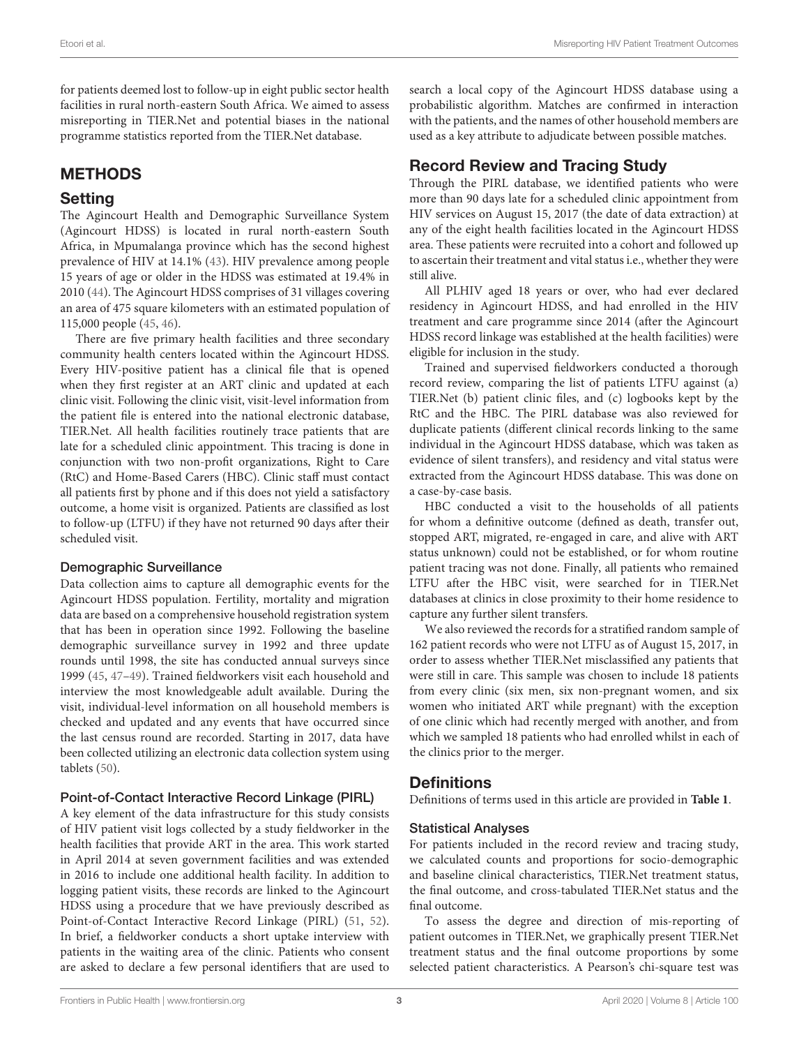for patients deemed lost to follow-up in eight public sector health facilities in rural north-eastern South Africa. We aimed to assess misreporting in TIER.Net and potential biases in the national programme statistics reported from the TIER.Net database.

## METHODS

### Setting

The Agincourt Health and Demographic Surveillance System (Agincourt HDSS) is located in rural north-eastern South Africa, in Mpumalanga province which has the second highest prevalence of HIV at 14.1% (43). HIV prevalence among people 15 years of age or older in the HDSS was estimated at 19.4% in 2010 (44). The Agincourt HDSS comprises of 31 villages covering an area of 475 square kilometers with an estimated population of 115,000 people (45, 46).

There are five primary health facilities and three secondary community health centers located within the Agincourt HDSS. Every HIV-positive patient has a clinical file that is opened when they first register at an ART clinic and updated at each clinic visit. Following the clinic visit, visit-level information from the patient file is entered into the national electronic database, TIER.Net. All health facilities routinely trace patients that are late for a scheduled clinic appointment. This tracing is done in conjunction with two non-profit organizations, Right to Care (RtC) and Home-Based Carers (HBC). Clinic staff must contact all patients first by phone and if this does not yield a satisfactory outcome, a home visit is organized. Patients are classified as lost to follow-up (LTFU) if they have not returned 90 days after their scheduled visit.

#### Demographic Surveillance

Data collection aims to capture all demographic events for the Agincourt HDSS population. Fertility, mortality and migration data are based on a comprehensive household registration system that has been in operation since 1992. Following the baseline demographic surveillance survey in 1992 and three update rounds until 1998, the site has conducted annual surveys since 1999 (45, 47–49). Trained fieldworkers visit each household and interview the most knowledgeable adult available. During the visit, individual-level information on all household members is checked and updated and any events that have occurred since the last census round are recorded. Starting in 2017, data have been collected utilizing an electronic data collection system using tablets (50).

#### Point-of-Contact Interactive Record Linkage (PIRL)

A key element of the data infrastructure for this study consists of HIV patient visit logs collected by a study fieldworker in the health facilities that provide ART in the area. This work started in April 2014 at seven government facilities and was extended in 2016 to include one additional health facility. In addition to logging patient visits, these records are linked to the Agincourt HDSS using a procedure that we have previously described as Point-of-Contact Interactive Record Linkage (PIRL) (51, 52). In brief, a fieldworker conducts a short uptake interview with patients in the waiting area of the clinic. Patients who consent are asked to declare a few personal identifiers that are used to search a local copy of the Agincourt HDSS database using a probabilistic algorithm. Matches are confirmed in interaction with the patients, and the names of other household members are used as a key attribute to adjudicate between possible matches.

### Record Review and Tracing Study

Through the PIRL database, we identified patients who were more than 90 days late for a scheduled clinic appointment from HIV services on August 15, 2017 (the date of data extraction) at any of the eight health facilities located in the Agincourt HDSS area. These patients were recruited into a cohort and followed up to ascertain their treatment and vital status i.e., whether they were still alive.

All PLHIV aged 18 years or over, who had ever declared residency in Agincourt HDSS, and had enrolled in the HIV treatment and care programme since 2014 (after the Agincourt HDSS record linkage was established at the health facilities) were eligible for inclusion in the study.

Trained and supervised fieldworkers conducted a thorough record review, comparing the list of patients LTFU against (a) TIER.Net (b) patient clinic files, and (c) logbooks kept by the RtC and the HBC. The PIRL database was also reviewed for duplicate patients (different clinical records linking to the same individual in the Agincourt HDSS database, which was taken as evidence of silent transfers), and residency and vital status were extracted from the Agincourt HDSS database. This was done on a case-by-case basis.

HBC conducted a visit to the households of all patients for whom a definitive outcome (defined as death, transfer out, stopped ART, migrated, re-engaged in care, and alive with ART status unknown) could not be established, or for whom routine patient tracing was not done. Finally, all patients who remained LTFU after the HBC visit, were searched for in TIER.Net databases at clinics in close proximity to their home residence to capture any further silent transfers.

We also reviewed the records for a stratified random sample of 162 patient records who were not LTFU as of August 15, 2017, in order to assess whether TIER.Net misclassified any patients that were still in care. This sample was chosen to include 18 patients from every clinic (six men, six non-pregnant women, and six women who initiated ART while pregnant) with the exception of one clinic which had recently merged with another, and from which we sampled 18 patients who had enrolled whilst in each of the clinics prior to the merger.

### Definitions

Definitions of terms used in this article are provided in **Table 1**.

#### Statistical Analyses

For patients included in the record review and tracing study, we calculated counts and proportions for socio-demographic and baseline clinical characteristics, TIER.Net treatment status, the final outcome, and cross-tabulated TIER.Net status and the final outcome.

To assess the degree and direction of mis-reporting of patient outcomes in TIER.Net, we graphically present TIER.Net treatment status and the final outcome proportions by some selected patient characteristics. A Pearson's chi-square test was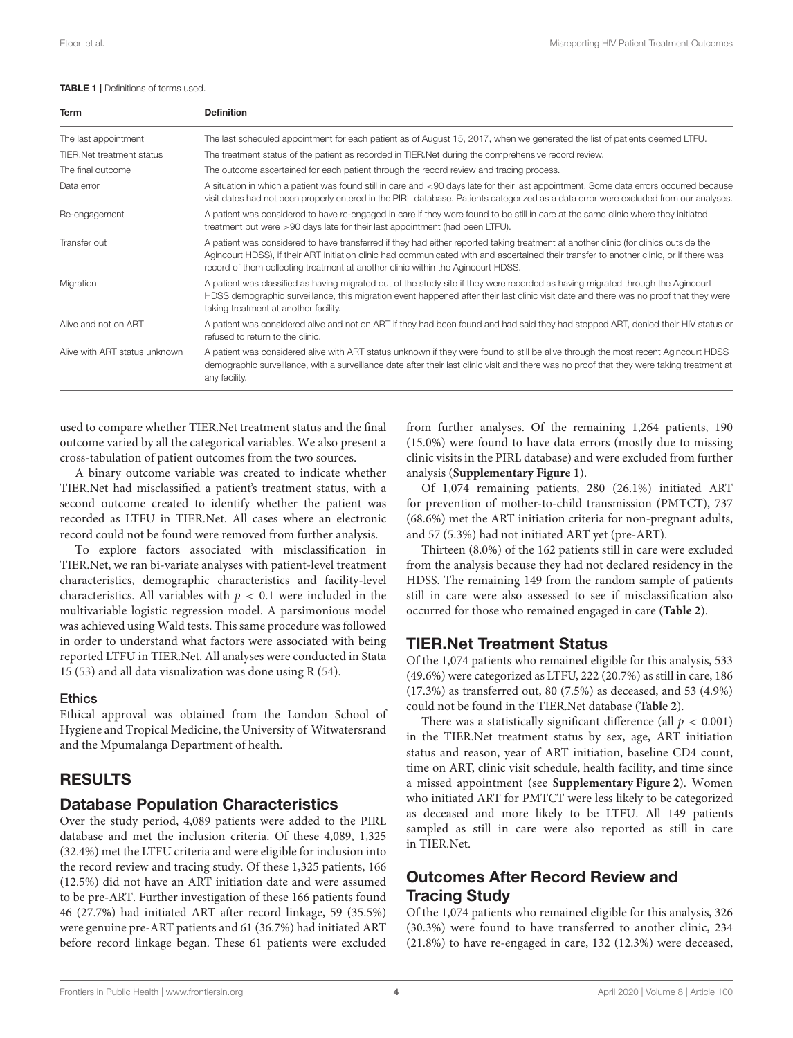**TABLE 1** | Definitions of terms used.

| Term | Definition |
|---|---|
| The last appointment | The last scheduled appointment for each patient as of August 15, 2017, when we generated the list of patients deemed LTFU. |
| TIER.Net treatment status | The treatment status of the patient as recorded in TIER.Net during the comprehensive record review. |
| The final outcome | The outcome ascertained for each patient through the record review and tracing process. |
| Data error | A situation in which a patient was found still in care and <90 days late for their last appointment. Some data errors occurred because visit dates had not been properly entered in the PIRL database. Patients categorized as a data error were excluded from our analyses. |
| Re-engagement | A patient was considered to have re-engaged in care if they were found to be still in care at the same clinic where they initiated treatment but were >90 days late for their last appointment (had been LTFU). |
| Transfer out | A patient was considered to have transferred if they had either reported taking treatment at another clinic (for clinics outside the Agincourt HDSS), if their ART initiation clinic had communicated with and ascertained their transfer to another clinic, or if there was record of them collecting treatment at another clinic within the Agincourt HDSS. |
| Migration | A patient was classified as having migrated out of the study site if they were recorded as having migrated through the Agincourt HDSS demographic surveillance, this migration event happened after their last clinic visit date and there was no proof that they were taking treatment at another facility. |
| Alive and not on ART | A patient was considered alive and not on ART if they had been found and had said they had stopped ART, denied their HIV status or refused to return to the clinic. |
| Alive with ART status unknown | A patient was considered alive with ART status unknown if they were found to still be alive through the most recent Agincourt HDSS demographic surveillance, with a surveillance date after their last clinic visit and there was no proof that they were taking treatment at any facility. |

used to compare whether TIER.Net treatment status and the final outcome varied by all the categorical variables. We also present a cross-tabulation of patient outcomes from the two sources.

A binary outcome variable was created to indicate whether TIER.Net had misclassified a patient's treatment status, with a second outcome created to identify whether the patient was recorded as LTFU in TIER.Net. All cases where an electronic record could not be found were removed from further analysis.

To explore factors associated with misclassification in TIER.Net, we ran bi-variate analyses with patient-level treatment characteristics, demographic characteristics and facility-level characteristics. All variables with $p < 0.1$ were included in the multivariable logistic regression model. A parsimonious model was achieved using Wald tests. This same procedure was followed in order to understand what factors were associated with being reported LTFU in TIER.Net. All analyses were conducted in Stata 15 (53) and all data visualization was done using R (54).

### Ethics

Ethical approval was obtained from the London School of Hygiene and Tropical Medicine, the University of Witwatersrand and the Mpumalanga Department of health.

## RESULTS

### Database Population Characteristics

Over the study period, 4,089 patients were added to the PIRL database and met the inclusion criteria. Of these 4,089, 1,325 (32.4%) met the LTFU criteria and were eligible for inclusion into the record review and tracing study. Of these 1,325 patients, 166 (12.5%) did not have an ART initiation date and were assumed to be pre-ART. Further investigation of these 166 patients found 46 (27.7%) had initiated ART after record linkage, 59 (35.5%) were genuine pre-ART patients and 61 (36.7%) had initiated ART before record linkage began. These 61 patients were excluded from further analyses. Of the remaining 1,264 patients, 190 (15.0%) were found to have data errors (mostly due to missing clinic visits in the PIRL database) and were excluded from further analysis (**Supplementary Figure 1**).

Of 1,074 remaining patients, 280 (26.1%) initiated ART for prevention of mother-to-child transmission (PMTCT), 737 (68.6%) met the ART initiation criteria for non-pregnant adults, and 57 (5.3%) had not initiated ART yet (pre-ART).

Thirteen (8.0%) of the 162 patients still in care were excluded from the analysis because they had not declared residency in the HDSS. The remaining 149 from the random sample of patients still in care were also assessed to see if misclassification also occurred for those who remained engaged in care (**Table 2**).

### TIER.Net Treatment Status

Of the 1,074 patients who remained eligible for this analysis, 533 (49.6%) were categorized as LTFU, 222 (20.7%) as still in care, 186 (17.3%) as transferred out, 80 (7.5%) as deceased, and 53 (4.9%) could not be found in the TIER.Net database (**Table 2**).

There was a statistically significant difference (all $p < 0.001$) in the TIER.Net treatment status by sex, age, ART initiation status and reason, year of ART initiation, baseline CD4 count, time on ART, clinic visit schedule, health facility, and time since a missed appointment (see **Supplementary Figure 2**). Women who initiated ART for PMTCT were less likely to be categorized as deceased and more likely to be LTFU. All 149 patients sampled as still in care were also reported as still in care in TIER.Net.

### Outcomes After Record Review and Tracing Study

Of the 1,074 patients who remained eligible for this analysis, 326 (30.3%) were found to have transferred to another clinic, 234 (21.8%) to have re-engaged in care, 132 (12.3%) were deceased,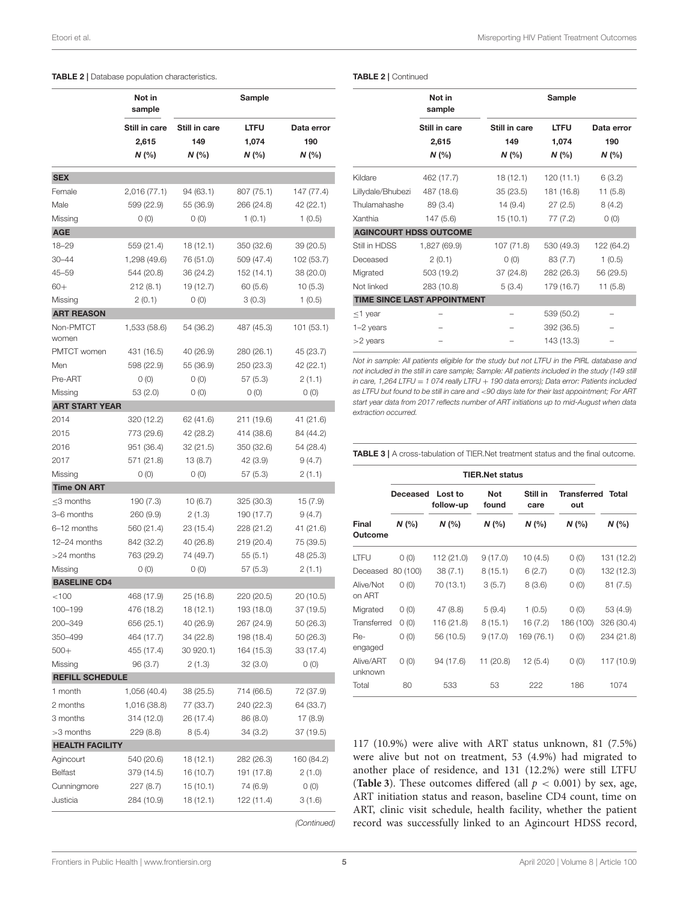**TABLE 2 |** Database population characteristics.

| | Not in sample | Sample | | |
|---|---|---|---|---|
| | Still in care 2,615 N (%) | Still in care 149 N (%) | LTFU 1,074 N (%) | Data error 190 N (%) |
| **SEX** | | | | |
| Female | 2,016 (77.1) | 94 (63.1) | 807 (75.1) | 147 (77.4) |
| Male | 599 (22.9) | 55 (36.9) | 266 (24.8) | 42 (22.1) |
| Missing | 0 (0) | 0 (0) | 1 (0.1) | 1 (0.5) |
| **AGE** | | | | |
| 18–29 | 559 (21.4) | 18 (12.1) | 350 (32.6) | 39 (20.5) |
| 30–44 | 1,298 (49.6) | 76 (51.0) | 509 (47.4) | 102 (53.7) |
| 45–59 | 544 (20.8) | 36 (24.2) | 152 (14.1) | 38 (20.0) |
| 60+ | 212 (8.1) | 19 (12.7) | 60 (5.6) | 10 (5.3) |
| Missing | 2 (0.1) | 0 (0) | 3 (0.3) | 1 (0.5) |
| **ART REASON** | | | | |
| Non-PMTCT women | 1,533 (58.6) | 54 (36.2) | 487 (45.3) | 101 (53.1) |
| PMTCT women | 431 (16.5) | 40 (26.9) | 280 (26.1) | 45 (23.7) |
| Men | 598 (22.9) | 55 (36.9) | 250 (23.3) | 42 (22.1) |
| Pre-ART | 0 (0) | 0 (0) | 57 (5.3) | 2 (1.1) |
| Missing | 53 (2.0) | 0 (0) | 0 (0) | 0 (0) |
| **ART START YEAR** | | | | |
| 2014 | 320 (12.2) | 62 (41.6) | 211 (19.6) | 41 (21.6) |
| 2015 | 773 (29.6) | 42 (28.2) | 414 (38.6) | 84 (44.2) |
| 2016 | 951 (36.4) | 32 (21.5) | 350 (32.6) | 54 (28.4) |
| 2017 | 571 (21.8) | 13 (8.7) | 42 (3.9) | 9 (4.7) |
| Missing | 0 (0) | 0 (0) | 57 (5.3) | 2 (1.1) |
| **Time ON ART** | | | | |
| ≤3 months | 190 (7.3) | 10 (6.7) | 325 (30.3) | 15 (7.9) |
| 3–6 months | 260 (9.9) | 2 (1.3) | 190 (17.7) | 9 (4.7) |
| 6–12 months | 560 (21.4) | 23 (15.4) | 228 (21.2) | 41 (21.6) |
| 12–24 months | 842 (32.2) | 40 (26.8) | 219 (20.4) | 75 (39.5) |
| >24 months | 763 (29.2) | 74 (49.7) | 55 (5.1) | 48 (25.3) |
| Missing | 0 (0) | 0 (0) | 57 (5.3) | 2 (1.1) |
| **BASELINE CD4** | | | | |
| <100 | 468 (17.9) | 25 (16.8) | 220 (20.5) | 20 (10.5) |
| 100–199 | 476 (18.2) | 18 (12.1) | 193 (18.0) | 37 (19.5) |
| 200–349 | 656 (25.1) | 40 (26.9) | 267 (24.9) | 50 (26.3) |
| 350–499 | 464 (17.7) | 34 (22.8) | 198 (18.4) | 50 (26.3) |
| 500+ | 455 (17.4) | 30 920.1) | 164 (15.3) | 33 (17.4) |
| Missing | 96 (3.7) | 2 (1.3) | 32 (3.0) | 0 (0) |
| **REFILL SCHEDULE** | | | | |
| 1 month | 1,056 (40.4) | 38 (25.5) | 714 (66.5) | 72 (37.9) |
| 2 months | 1,016 (38.8) | 77 (33.7) | 240 (22.3) | 64 (33.7) |
| 3 months | 314 (12.0) | 26 (17.4) | 86 (8.0) | 17 (8.9) |
| >3 months | 229 (8.8) | 8 (5.4) | 34 (3.2) | 37 (19.5) |
| **HEALTH FACILITY** | | | | |
| Agincourt | 540 (20.6) | 18 (12.1) | 282 (26.3) | 160 (84.2) |
| Belfast | 379 (14.5) | 16 (10.7) | 191 (17.8) | 2 (1.0) |
| Cunningmore | 227 (8.7) | 15 (10.1) | 74 (6.9) | 0 (0) |
| Justicia | 284 (10.9) | 18 (12.1) | 122 (11.4) | 3 (1.6) |
| Kildare | 462 (17.7) | 18 (12.1) | 120 (11.1) | 6 (3.2) |
| Lillydale/Bhubezi | 487 (18.6) | 35 (23.5) | 181 (16.8) | 11 (5.8) |
| Thulamahashe | 89 (3.4) | 14 (9.4) | 27 (2.5) | 8 (4.2) |
| Xanthia | 147 (5.6) | 15 (10.1) | 77 (7.2) | 0 (0) |
| **AGINCOURT HDSS OUTCOME** | | | | |
| Still in HDSS | 1,827 (69.9) | 107 (71.8) | 530 (49.3) | 122 (64.2) |
| Deceased | 2 (0.1) | 0 (0) | 83 (7.7) | 1 (0.5) |
| Migrated | 503 (19.2) | 37 (24.8) | 282 (26.3) | 56 (29.5) |
| Not linked | 283 (10.8) | 5 (3.4) | 179 (16.7) | 11 (5.8) |
| **TIME SINCE LAST APPOINTMENT** | | | | |
| ≤1 year | – | – | 539 (50.2) | – |
| 1–2 years | – | – | 392 (36.5) | – |
| >2 years | – | – | 143 (13.3) | – |

*Not in sample: All patients eligible for the study but not LTFU in the PIRL database and not included in the still in care sample; Sample: All patients included in the study (149 still in care, 1,264 LTFU = 1 074 really LTFU + 190 data errors); Data error: Patients included as LTFU but found to be still in care and <90 days late for their last appointment; For ART start year data from 2017 reflects number of ART initiations up to mid-August when data extraction occurred.*

**TABLE 3 |** A cross-tabulation of TIER.Net treatment status and the final outcome.

| | TIER.Net status | | | | | |
|---|---|---|---|---|---|---|
| | Deceased | Lost to follow-up | Not found | Still in care | Transferred out | Total |
| Final Outcome | N (%) | N (%) | N (%) | N (%) | N (%) | N (%) |
| LTFU | 0 (0) | 112 (21.0) | 9 (17.0) | 10 (4.5) | 0 (0) | 131 (12.2) |
| Deceased | 80 (100) | 38 (7.1) | 8 (15.1) | 6 (2.7) | 0 (0) | 132 (12.3) |
| Alive/Not on ART | 0 (0) | 70 (13.1) | 3 (5.7) | 8 (3.6) | 0 (0) | 81 (7.5) |
| Migrated | 0 (0) | 47 (8.8) | 5 (9.4) | 1 (0.5) | 0 (0) | 53 (4.9) |
| Transferred | 0 (0) | 116 (21.8) | 8 (15.1) | 16 (7.2) | 186 (100) | 326 (30.4) |
| Re-engaged | 0 (0) | 56 (10.5) | 9 (17.0) | 169 (76.1) | 0 (0) | 234 (21.8) |
| Alive/ART unknown | 0 (0) | 94 (17.6) | 11 (20.8) | 12 (5.4) | 0 (0) | 117 (10.9) |
| Total | 80 | 533 | 53 | 222 | 186 | 1074 |

117 (10.9%) were alive with ART status unknown, 81 (7.5%) were alive but not on treatment, 53 (4.9%) had migrated to another place of residence, and 131 (12.2%) were still LTFU (**Table 3**). These outcomes differed (all $p < 0.001$) by sex, age, ART initiation status and reason, baseline CD4 count, time on ART, clinic visit schedule, health facility, whether the patient record was successfully linked to an Agincourt HDSS record,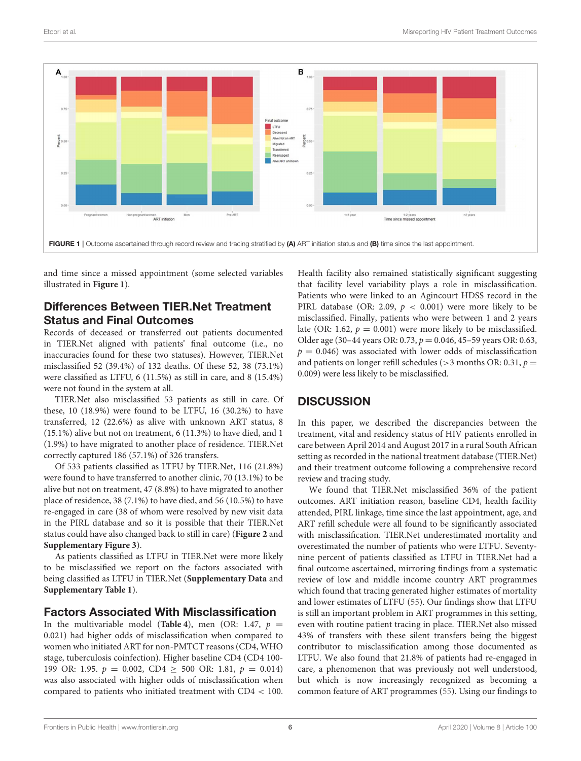FIGURE 1 | Outcome ascertained through record review and tracing stratified by **(A)** ART initiation status and **(B)** time since the last appointment.

and time since a missed appointment (some selected variables illustrated in **Figure 1**).

## Differences Between TIER.Net Treatment Status and Final Outcomes

Records of deceased or transferred out patients documented in TIER.Net aligned with patients' final outcome (i.e., no inaccuracies found for these two statuses). However, TIER.Net misclassified 52 (39.4%) of 132 deaths. Of these 52, 38 (73.1%) were classified as LTFU, 6 (11.5%) as still in care, and 8 (15.4%) were not found in the system at all.

TIER.Net also misclassified 53 patients as still in care. Of these, 10 (18.9%) were found to be LTFU, 16 (30.2%) to have transferred, 12 (22.6%) as alive with unknown ART status, 8 (15.1%) alive but not on treatment, 6 (11.3%) to have died, and 1 (1.9%) to have migrated to another place of residence. TIER.Net correctly captured 186 (57.1%) of 326 transfers.

Of 533 patients classified as LTFU by TIER.Net, 116 (21.8%) were found to have transferred to another clinic, 70 (13.1%) to be alive but not on treatment, 47 (8.8%) to have migrated to another place of residence, 38 (7.1%) to have died, and 56 (10.5%) to have re-engaged in care (38 of whom were resolved by new visit data in the PIRL database and so it is possible that their TIER.Net status could have also changed back to still in care) (**Figure 2** and **Supplementary Figure 3**).

As patients classified as LTFU in TIER.Net were more likely to be misclassified we report on the factors associated with being classified as LTFU in TIER.Net (**Supplementary Data** and **Supplementary Table 1**).

## Factors Associated With Misclassification

In the multivariable model (**Table 4**), men (OR: 1.47, $p$ = 0.021) had higher odds of misclassification when compared to women who initiated ART for non-PMTCT reasons (CD4, WHO stage, tuberculosis coinfection). Higher baseline CD4 (CD4 100-199 OR: 1.95. $p$ = 0.002, CD4 $\geq$ 500 OR: 1.81, $p$ = 0.014) was also associated with higher odds of misclassification when compared to patients who initiated treatment with CD4 < 100. Health facility also remained statistically significant suggesting that facility level variability plays a role in misclassification. Patients who were linked to an Agincourt HDSS record in the PIRL database (OR: 2.09, $p$ < 0.001) were more likely to be misclassified. Finally, patients who were between 1 and 2 years late (OR: 1.62, $p$ = 0.001) were more likely to be misclassified. Older age (30–44 years OR: 0.73, $p$ = 0.046, 45–59 years OR: 0.63, $p$ = 0.046) was associated with lower odds of misclassification and patients on longer refill schedules (>3 months OR: 0.31, $p$ = 0.009) were less likely to be misclassified.

# DISCUSSION

In this paper, we described the discrepancies between the treatment, vital and residency status of HIV patients enrolled in care between April 2014 and August 2017 in a rural South African setting as recorded in the national treatment database (TIER.Net) and their treatment outcome following a comprehensive record review and tracing study.

We found that TIER.Net misclassified 36% of the patient outcomes. ART initiation reason, baseline CD4, health facility attended, PIRL linkage, time since the last appointment, age, and ART refill schedule were all found to be significantly associated with misclassification. TIER.Net underestimated mortality and overestimated the number of patients who were LTFU. Seventy-nine percent of patients classified as LTFU in TIER.Net had a final outcome ascertained, mirroring findings from a systematic review of low and middle income country ART programmes which found that tracing generated higher estimates of mortality and lower estimates of LTFU (55). Our findings show that LTFU is still an important problem in ART programmes in this setting, even with routine patient tracing in place. TIER.Net also missed 43% of transfers with these silent transfers being the biggest contributor to misclassification among those documented as LTFU. We also found that 21.8% of patients had re-engaged in care, a phenomenon that was previously not well understood, but which is now increasingly recognized as becoming a common feature of ART programmes (55). Using our findings to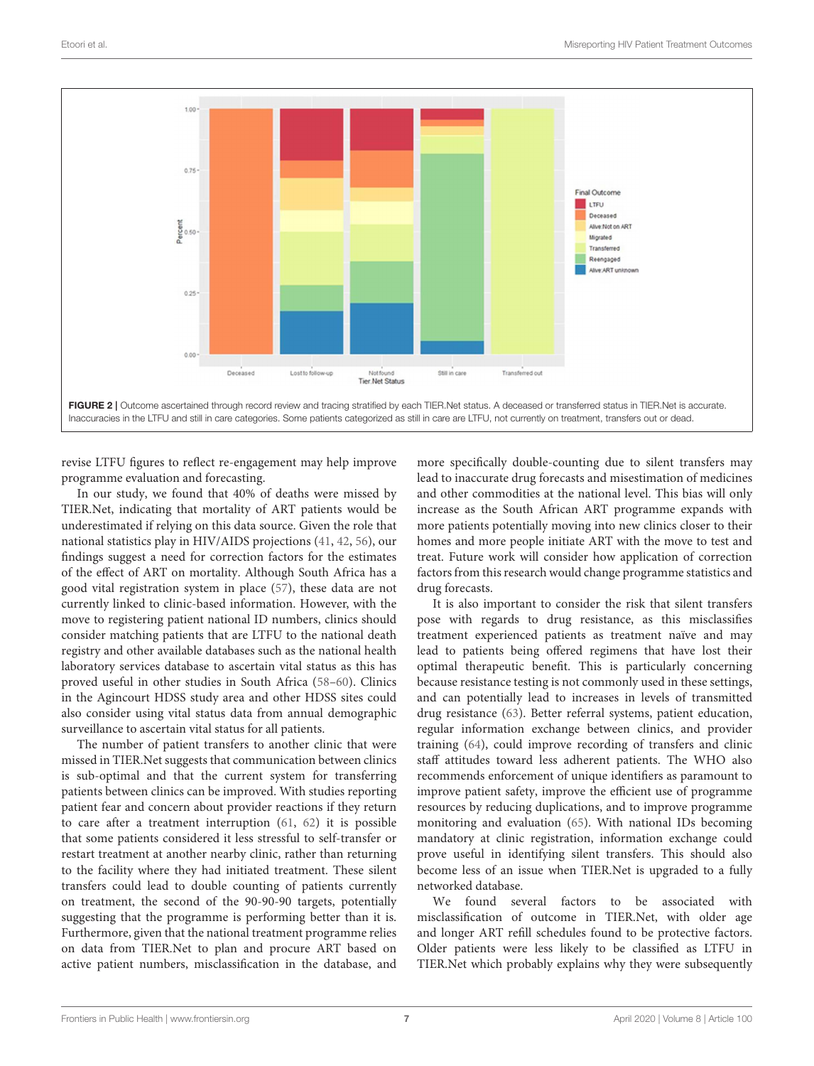**FIGURE 2 |** Outcome ascertained through record review and tracing stratified by each TIER.Net status. A deceased or transferred status in TIER.Net is accurate. Inaccuracies in the LTFU and still in care categories. Some patients categorized as still in care are LTFU, not currently on treatment, transfers out or dead.

revise LTFU figures to reflect re-engagement may help improve programme evaluation and forecasting.

In our study, we found that 40% of deaths were missed by TIER.Net, indicating that mortality of ART patients would be underestimated if relying on this data source. Given the role that national statistics play in HIV/AIDS projections (41, 42, 56), our findings suggest a need for correction factors for the estimates of the effect of ART on mortality. Although South Africa has a good vital registration system in place (57), these data are not currently linked to clinic-based information. However, with the move to registering patient national ID numbers, clinics should consider matching patients that are LTFU to the national death registry and other available databases such as the national health laboratory services database to ascertain vital status as this has proved useful in other studies in South Africa (58–60). Clinics in the Agincourt HDSS study area and other HDSS sites could also consider using vital status data from annual demographic surveillance to ascertain vital status for all patients.

The number of patient transfers to another clinic that were missed in TIER.Net suggests that communication between clinics is sub-optimal and that the current system for transferring patients between clinics can be improved. With studies reporting patient fear and concern about provider reactions if they return to care after a treatment interruption (61, 62) it is possible that some patients considered it less stressful to self-transfer or restart treatment at another nearby clinic, rather than returning to the facility where they had initiated treatment. These silent transfers could lead to double counting of patients currently on treatment, the second of the 90-90-90 targets, potentially suggesting that the programme is performing better than it is. Furthermore, given that the national treatment programme relies on data from TIER.Net to plan and procure ART based on active patient numbers, misclassification in the database, and more specifically double-counting due to silent transfers may lead to inaccurate drug forecasts and misestimation of medicines and other commodities at the national level. This bias will only increase as the South African ART programme expands with more patients potentially moving into new clinics closer to their homes and more people initiate ART with the move to test and treat. Future work will consider how application of correction factors from this research would change programme statistics and drug forecasts.

It is also important to consider the risk that silent transfers pose with regards to drug resistance, as this misclassifies treatment experienced patients as treatment naïve and may lead to patients being offered regimens that have lost their optimal therapeutic benefit. This is particularly concerning because resistance testing is not commonly used in these settings, and can potentially lead to increases in levels of transmitted drug resistance (63). Better referral systems, patient education, regular information exchange between clinics, and provider training (64), could improve recording of transfers and clinic staff attitudes toward less adherent patients. The WHO also recommends enforcement of unique identifiers as paramount to improve patient safety, improve the efficient use of programme resources by reducing duplications, and to improve programme monitoring and evaluation (65). With national IDs becoming mandatory at clinic registration, information exchange could prove useful in identifying silent transfers. This should also become less of an issue when TIER.Net is upgraded to a fully networked database.

We found several factors to be associated with misclassification of outcome in TIER.Net, with older age and longer ART refill schedules found to be protective factors. Older patients were less likely to be classified as LTFU in TIER.Net which probably explains why they were subsequently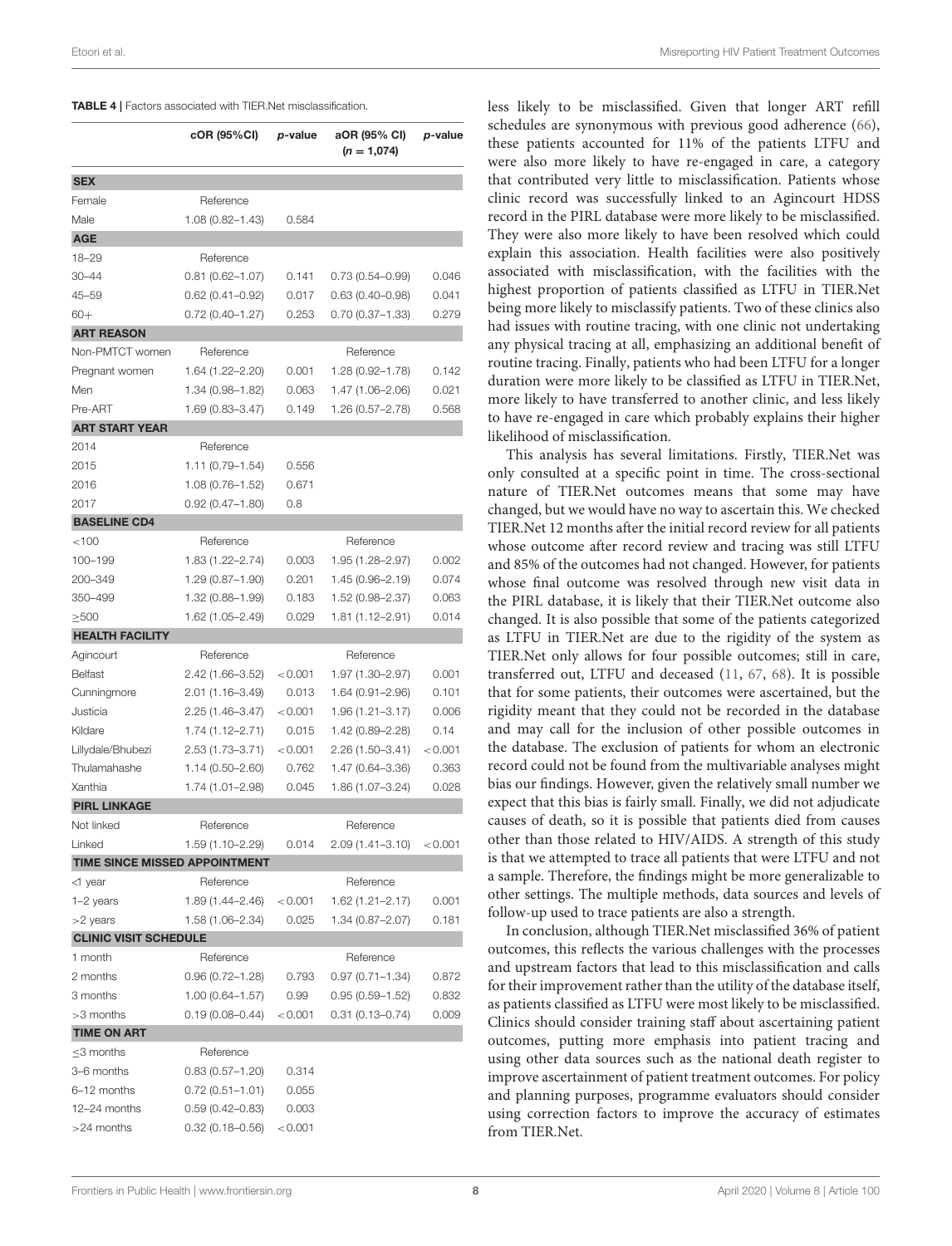**TABLE 4** | Factors associated with TIER.Net misclassification.

| | cOR (95%CI) | *p*-value | aOR (95% CI) (*n* = 1,074) | *p*-value |
|---|---|---|---|---|
| **SEX** | | | | |
| Female | Reference | | | |
| Male | 1.08 (0.82–1.43) | 0.584 | | |
| **AGE** | | | | |
| 18–29 | Reference | | | |
| 30–44 | 0.81 (0.62–1.07) | 0.141 | 0.73 (0.54–0.99) | 0.046 |
| 45–59 | 0.62 (0.41–0.92) | 0.017 | 0.63 (0.40–0.98) | 0.041 |
| 60+ | 0.72 (0.40–1.27) | 0.253 | 0.70 (0.37–1.33) | 0.279 |
| **ART REASON** | | | | |
| Non-PMTCT women | Reference | | Reference | |
| Pregnant women | 1.64 (1.22–2.20) | 0.001 | 1.28 (0.92–1.78) | 0.142 |
| Men | 1.34 (0.98–1.82) | 0.063 | 1.47 (1.06–2.06) | 0.021 |
| Pre-ART | 1.69 (0.83–3.47) | 0.149 | 1.26 (0.57–2.78) | 0.568 |
| **ART START YEAR** | | | | |
| 2014 | Reference | | | |
| 2015 | 1.11 (0.79–1.54) | 0.556 | | |
| 2016 | 1.08 (0.76–1.52) | 0.671 | | |
| 2017 | 0.92 (0.47–1.80) | 0.8 | | |
| **BASELINE CD4** | | | | |
| <100 | Reference | | Reference | |
| 100–199 | 1.83 (1.22–2.74) | 0.003 | 1.95 (1.28–2.97) | 0.002 |
| 200–349 | 1.29 (0.87–1.90) | 0.201 | 1.45 (0.96–2.19) | 0.074 |
| 350–499 | 1.32 (0.88–1.99) | 0.183 | 1.52 (0.98–2.37) | 0.063 |
| ≥500 | 1.62 (1.05–2.49) | 0.029 | 1.81 (1.12–2.91) | 0.014 |
| **HEALTH FACILITY** | | | | |
| Agincourt | Reference | | Reference | |
| Belfast | 2.42 (1.66–3.52) | <0.001 | 1.97 (1.30–2.97) | 0.001 |
| Cunningmore | 2.01 (1.16–3.49) | 0.013 | 1.64 (0.91–2.96) | 0.101 |
| Justicia | 2.25 (1.46–3.47) | <0.001 | 1.96 (1.21–3.17) | 0.006 |
| Kildare | 1.74 (1.12–2.71) | 0.015 | 1.42 (0.89–2.28) | 0.14 |
| Lillydale/Bhubezi | 2.53 (1.73–3.71) | <0.001 | 2.26 (1.50–3.41) | <0.001 |
| Thulamahashe | 1.14 (0.50–2.60) | 0.762 | 1.47 (0.64–3.36) | 0.363 |
| Xanthia | 1.74 (1.01–2.98) | 0.045 | 1.86 (1.07–3.24) | 0.028 |
| **PIRL LINKAGE** | | | | |
| Not linked | Reference | | Reference | |
| Linked | 1.59 (1.10–2.29) | 0.014 | 2.09 (1.41–3.10) | <0.001 |
| **TIME SINCE MISSED APPOINTMENT** | | | | |
| <1 year | Reference | | Reference | |
| 1–2 years | 1.89 (1.44–2.46) | <0.001 | 1.62 (1.21–2.17) | 0.001 |
| >2 years | 1.58 (1.06–2.34) | 0.025 | 1.34 (0.87–2.07) | 0.181 |
| **CLINIC VISIT SCHEDULE** | | | | |
| 1 month | Reference | | Reference | |
| 2 months | 0.96 (0.72–1.28) | 0.793 | 0.97 (0.71–1.34) | 0.872 |
| 3 months | 1.00 (0.64–1.57) | 0.99 | 0.95 (0.59–1.52) | 0.832 |
| >3 months | 0.19 (0.08–0.44) | <0.001 | 0.31 (0.13–0.74) | 0.009 |
| **TIME ON ART** | | | | |
| ≤3 months | Reference | | | |
| 3–6 months | 0.83 (0.57–1.20) | 0.314 | | |
| 6–12 months | 0.72 (0.51–1.01) | 0.055 | | |
| 12–24 months | 0.59 (0.42–0.83) | 0.003 | | |
| >24 months | 0.32 (0.18–0.56) | <0.001 | | |

less likely to be misclassified. Given that longer ART refill schedules are synonymous with previous good adherence (66), these patients accounted for 11% of the patients LTFU and were also more likely to have re-engaged in care, a category that contributed very little to misclassification. Patients whose clinic record was successfully linked to an Agincourt HDSS record in the PIRL database were more likely to be misclassified. They were also more likely to have been resolved which could explain this association. Health facilities were also positively associated with misclassification, with the facilities with the highest proportion of patients classified as LTFU in TIER.Net being more likely to misclassify patients. Two of these clinics also had issues with routine tracing, with one clinic not undertaking any physical tracing at all, emphasizing an additional benefit of routine tracing. Finally, patients who had been LTFU for a longer duration were more likely to be classified as LTFU in TIER.Net, more likely to have transferred to another clinic, and less likely to have re-engaged in care which probably explains their higher likelihood of misclassification.

This analysis has several limitations. Firstly, TIER.Net was only consulted at a specific point in time. The cross-sectional nature of TIER.Net outcomes means that some may have changed, but we would have no way to ascertain this. We checked TIER.Net 12 months after the initial record review for all patients whose outcome after record review and tracing was still LTFU and 85% of the outcomes had not changed. However, for patients whose final outcome was resolved through new visit data in the PIRL database, it is likely that their TIER.Net outcome also changed. It is also possible that some of the patients categorized as LTFU in TIER.Net are due to the rigidity of the system as TIER.Net only allows for four possible outcomes; still in care, transferred out, LTFU and deceased (11, 67, 68). It is possible that for some patients, their outcomes were ascertained, but the rigidity meant that they could not be recorded in the database and may call for the inclusion of other possible outcomes in the database. The exclusion of patients for whom an electronic record could not be found from the multivariable analyses might bias our findings. However, given the relatively small number we expect that this bias is fairly small. Finally, we did not adjudicate causes of death, so it is possible that patients died from causes other than those related to HIV/AIDS. A strength of this study is that we attempted to trace all patients that were LTFU and not a sample. Therefore, the findings might be more generalizable to other settings. The multiple methods, data sources and levels of follow-up used to trace patients are also a strength.

In conclusion, although TIER.Net misclassified 36% of patient outcomes, this reflects the various challenges with the processes and upstream factors that lead to this misclassification and calls for their improvement rather than the utility of the database itself, as patients classified as LTFU were most likely to be misclassified. Clinics should consider training staff about ascertaining patient outcomes, putting more emphasis into patient tracing and using other data sources such as the national death register to improve ascertainment of patient treatment outcomes. For policy and planning purposes, programme evaluators should consider using correction factors to improve the accuracy of estimates from TIER.Net.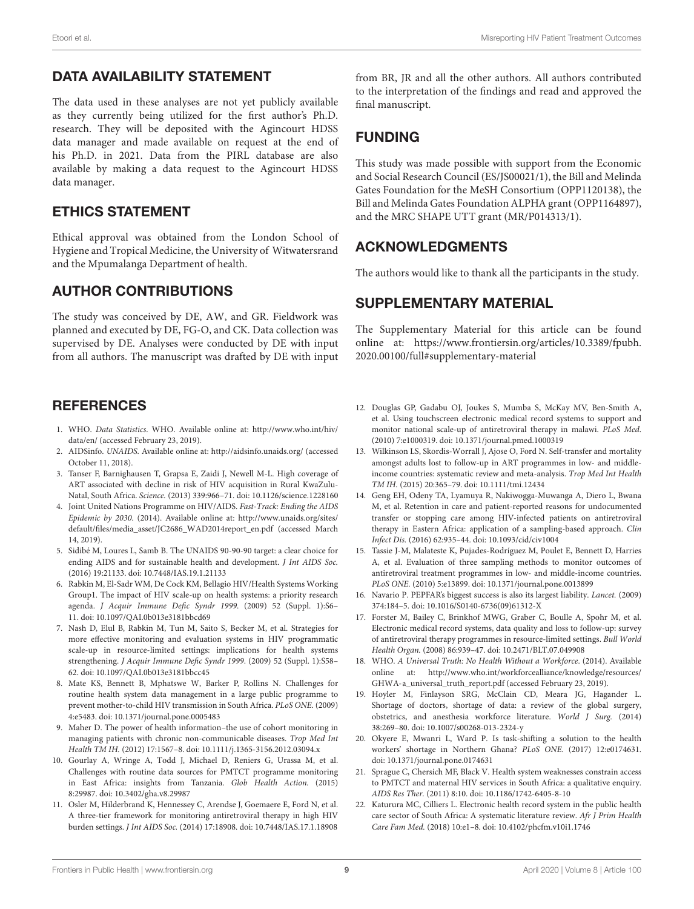## DATA AVAILABILITY STATEMENT

The data used in these analyses are not yet publicly available as they currently being utilized for the first author's Ph.D. research. They will be deposited with the Agincourt HDSS data manager and made available on request at the end of his Ph.D. in 2021. Data from the PIRL database are also available by making a data request to the Agincourt HDSS data manager.

## ETHICS STATEMENT

Ethical approval was obtained from the London School of Hygiene and Tropical Medicine, the University of Witwatersrand and the Mpumalanga Department of health.

## AUTHOR CONTRIBUTIONS

The study was conceived by DE, AW, and GR. Fieldwork was planned and executed by DE, FG-O, and CK. Data collection was supervised by DE. Analyses were conducted by DE with input from all authors. The manuscript was drafted by DE with input from BR, JR and all the other authors. All authors contributed to the interpretation of the findings and read and approved the final manuscript.

## FUNDING

This study was made possible with support from the Economic and Social Research Council (ES/JS00021/1), the Bill and Melinda Gates Foundation for the MeSH Consortium (OPP1120138), the Bill and Melinda Gates Foundation ALPHA grant (OPP1164897), and the MRC SHAPE UTT grant (MR/P014313/1).

## ACKNOWLEDGMENTS

The authors would like to thank all the participants in the study.

## SUPPLEMENTARY MATERIAL

The Supplementary Material for this article can be found online at: https://www.frontiersin.org/articles/10.3389/fpubh.2020.00100/full#supplementary-material

## REFERENCES

1. WHO. *Data Statistics*. WHO. Available online at: http://www.who.int/hiv/data/en/ (accessed February 23, 2019).
2. AIDSinfo. *UNAIDS*. Available online at: http://aidsinfo.unaids.org/ (accessed October 11, 2018).
3. Tanser F, Barnighausen T, Grapsa E, Zaidi J, Newell M-L. High coverage of ART associated with decline in risk of HIV acquisition in Rural KwaZulu-Natal, South Africa. *Science.* (2013) 339:966–71. doi: 10.1126/science.1228160
4. Joint United Nations Programme on HIV/AIDS. *Fast-Track: Ending the AIDS Epidemic by 2030*. (2014). Available online at: http://www.unaids.org/sites/default/files/media_asset/JC2686_WAD2014report_en.pdf (accessed March 14, 2019).
5. Sidibé M, Loures L, Samb B. The UNAIDS 90-90-90 target: a clear choice for ending AIDS and for sustainable health and development. *J Int AIDS Soc.* (2016) 19:21133. doi: 10.7448/IAS.19.1.21133
6. Rabkin M, El-Sadr WM, De Cock KM, Bellagio HIV/Health Systems Working Group1. The impact of HIV scale-up on health systems: a priority research agenda. *J Acquir Immune Defic Syndr 1999.* (2009) 52 (Suppl. 1):S6–11. doi: 10.1097/QAI.0b013e3181bbcd69
7. Nash D, Elul B, Rabkin M, Tun M, Saito S, Becker M, et al. Strategies for more effective monitoring and evaluation systems in HIV programmatic scale-up in resource-limited settings: implications for health systems strengthening. *J Acquir Immune Defic Syndr 1999.* (2009) 52 (Suppl. 1):S58–62. doi: 10.1097/QAI.0b013e3181bbcc45
8. Mate KS, Bennett B, Mphatswe W, Barker P, Rollins N. Challenges for routine health system data management in a large public programme to prevent mother-to-child HIV transmission in South Africa. *PLoS ONE.* (2009) 4:e5483. doi: 10.1371/journal.pone.0005483
9. Maher D. The power of health information–the use of cohort monitoring in managing patients with chronic non-communicable diseases. *Trop Med Int Health TM IH.* (2012) 17:1567–8. doi: 10.1111/j.1365-3156.2012.03094.x
10. Gourlay A, Wringe A, Todd J, Michael D, Reniers G, Urassa M, et al. Challenges with routine data sources for PMTCT programme monitoring in East Africa: insights from Tanzania. *Glob Health Action.* (2015) 8:29987. doi: 10.3402/gha.v8.29987
11. Osler M, Hilderbrand K, Hennessey C, Arendse J, Goemaere E, Ford N, et al. A three-tier framework for monitoring antiretroviral therapy in high HIV burden settings. *J Int AIDS Soc.* (2014) 17:18908. doi: 10.7448/IAS.17.1.18908
12. Douglas GP, Gadabu OJ, Joukes S, Mumba S, McKay MV, Ben-Smith A, et al. Using touchscreen electronic medical record systems to support and monitor national scale-up of antiretroviral therapy in malawi. *PLoS Med.* (2010) 7:e1000319. doi: 10.1371/journal.pmed.1000319
13. Wilkinson LS, Skordis-Worrall J, Ajose O, Ford N. Self-transfer and mortality amongst adults lost to follow-up in ART programmes in low- and middle-income countries: systematic review and meta-analysis. *Trop Med Int Health TM IH.* (2015) 20:365–79. doi: 10.1111/tmi.12434
14. Geng EH, Odeny TA, Lyamuya R, Nakiwogga-Muwanga A, Diero L, Bwana M, et al. Retention in care and patient-reported reasons for undocumented transfer or stopping care among HIV-infected patients on antiretroviral therapy in Eastern Africa: application of a sampling-based approach. *Clin Infect Dis.* (2016) 62:935–44. doi: 10.1093/cid/civ1004
15. Tassie J-M, Malateste K, Pujades-Rodríguez M, Poulet E, Bennett D, Harries A, et al. Evaluation of three sampling methods to monitor outcomes of antiretroviral treatment programmes in low- and middle-income countries. *PLoS ONE.* (2010) 5:e13899. doi: 10.1371/journal.pone.0013899
16. Navario P. PEPFAR's biggest success is also its largest liability. *Lancet.* (2009) 374:184–5. doi: 10.1016/S0140-6736(09)61312-X
17. Forster M, Bailey C, Brinkhof MWG, Graber C, Boulle A, Spohr M, et al. Electronic medical record systems, data quality and loss to follow-up: survey of antiretroviral therapy programmes in resource-limited settings. *Bull World Health Organ.* (2008) 86:939–47. doi: 10.2471/BLT.07.049908
18. WHO. *A Universal Truth: No Health Without a Workforce*. (2014). Available online at: http://www.who.int/workforcealliance/knowledge/resources/GHWA-a_universal_truth_report.pdf (accessed February 23, 2019).
19. Hoyler M, Finlayson SRG, McClain CD, Meara JG, Hagander L. Shortage of doctors, shortage of data: a review of the global surgery, obstetrics, and anesthesia workforce literature. *World J Surg.* (2014) 38:269–80. doi: 10.1007/s00268-013-2324-y
20. Okyere E, Mwanri L, Ward P. Is task-shifting a solution to the health workers' shortage in Northern Ghana? *PLoS ONE.* (2017) 12:e0174631. doi: 10.1371/journal.pone.0174631
21. Sprague C, Chersich MF, Black V. Health system weaknesses constrain access to PMTCT and maternal HIV services in South Africa: a qualitative enquiry. *AIDS Res Ther.* (2011) 8:10. doi: 10.1186/1742-6405-8-10
22. Katurura MC, Cilliers L. Electronic health record system in the public health care sector of South Africa: A systematic literature review. *Afr J Prim Health Care Fam Med.* (2018) 10:e1–8. doi: 10.4102/phcfm.v10i1.1746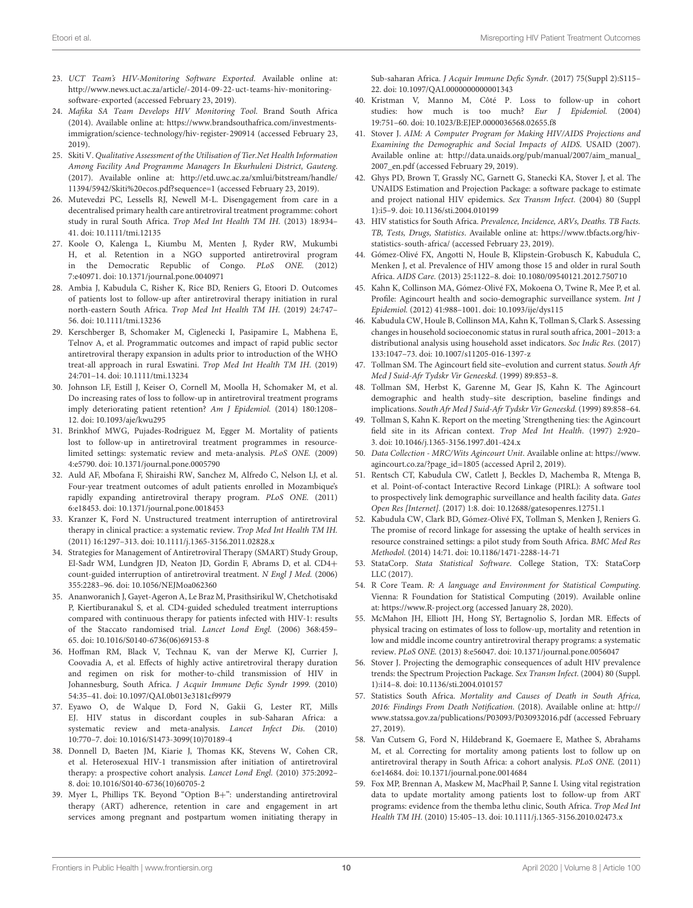23. *UCT Team's HIV-Monitoring Software Exported*. Available online at: http://www.news.uct.ac.za/article/-2014-09-22-uct-teams-hiv-monitoring-software-exported (accessed February 23, 2019).
24. *Mafika SA Team Develops HIV Monitoring Tool*. Brand South Africa (2014). Available online at: https://www.brandsouthafrica.com/investments-immigration/science-technology/hiv-register-290914 (accessed February 23, 2019).
25. Skiti V. *Qualitative Assessment of the Utilisation of Tier.Net Health Information Among Facility And Programme Managers In Ekurhuleni District, Gauteng*. (2017). Available online at: http://etd.uwc.ac.za/xmlui/bitstream/handle/11394/5942/Skiti%20ecos.pdf?sequence=1 (accessed February 23, 2019).
26. Mutevedzi PC, Lessells RJ, Newell M-L. Disengagement from care in a decentralised primary health care antiretroviral treatment programme: cohort study in rural South Africa. *Trop Med Int Health TM IH*. (2013) 18:934–41. doi: 10.1111/tmi.12135
27. Koole O, Kalenga L, Kiumbu M, Menten J, Ryder RW, Mukumbi H, et al. Retention in a NGO supported antiretroviral program in the Democratic Republic of Congo. *PLoS ONE*. (2012) 7:e40971. doi: 10.1371/journal.pone.0040971
28. Ambia J, Kabudula C, Risher K, Rice BD, Reniers G, Etoori D. Outcomes of patients lost to follow-up after antiretroviral therapy initiation in rural north-eastern South Africa. *Trop Med Int Health TM IH*. (2019) 24:747–56. doi: 10.1111/tmi.13236
29. Kerschberger B, Schomaker M, Ciglenecki I, Pasipamire L, Mabhena E, Telnov A, et al. Programmatic outcomes and impact of rapid public sector antiretroviral therapy expansion in adults prior to introduction of the WHO treat-all approach in rural Eswatini. *Trop Med Int Health TM IH*. (2019) 24:701–14. doi: 10.1111/tmi.13234
30. Johnson LF, Estill J, Keiser O, Cornell M, Moolla H, Schomaker M, et al. Do increasing rates of loss to follow-up in antiretroviral treatment programs imply deteriorating patient retention? *Am J Epidemiol*. (2014) 180:1208–12. doi: 10.1093/aje/kwu295
31. Brinkhof MWG, Pujades-Rodriguez M, Egger M. Mortality of patients lost to follow-up in antiretroviral treatment programmes in resource-limited settings: systematic review and meta-analysis. *PLoS ONE*. (2009) 4:e5790. doi: 10.1371/journal.pone.0005790
32. Auld AF, Mbofana F, Shiraishi RW, Sanchez M, Alfredo C, Nelson LJ, et al. Four-year treatment outcomes of adult patients enrolled in Mozambique's rapidly expanding antiretroviral therapy program. *PLoS ONE*. (2011) 6:e18453. doi: 10.1371/journal.pone.0018453
33. Kranzer K, Ford N. Unstructured treatment interruption of antiretroviral therapy in clinical practice: a systematic review. *Trop Med Int Health TM IH*. (2011) 16:1297–313. doi: 10.1111/j.1365-3156.2011.02828.x
34. Strategies for Management of Antiretroviral Therapy (SMART) Study Group, El-Sadr WM, Lundgren JD, Neaton JD, Gordin F, Abrams D, et al. CD4+ count-guided interruption of antiretroviral treatment. *N Engl J Med*. (2006) 355:2283–96. doi: 10.1056/NEJMoa062360
35. Ananworanich J, Gayet-Ageron A, Le Braz M, Prasithsirikul W, Chetchotisakd P, Kiertiburanakul S, et al. CD4-guided scheduled treatment interruptions compared with continuous therapy for patients infected with HIV-1: results of the Staccato randomised trial. *Lancet Lond Engl*. (2006) 368:459–65. doi: 10.1016/S0140-6736(06)69153-8
36. Hoffman RM, Black V, Technau K, van der Merwe KJ, Currier J, Coovadia A, et al. Effects of highly active antiretroviral therapy duration and regimen on risk for mother-to-child transmission of HIV in Johannesburg, South Africa. *J Acquir Immune Defic Syndr 1999*. (2010) 54:35–41. doi: 10.1097/QAI.0b013e3181cf9979
37. Eyawo O, de Walque D, Ford N, Gakii G, Lester RT, Mills EJ. HIV status in discordant couples in sub-Saharan Africa: a systematic review and meta-analysis. *Lancet Infect Dis*. (2010) 10:770–7. doi: 10.1016/S1473-3099(10)70189-4
38. Donnell D, Baeten JM, Kiarie J, Thomas KK, Stevens W, Cohen CR, et al. Heterosexual HIV-1 transmission after initiation of antiretroviral therapy: a prospective cohort analysis. *Lancet Lond Engl*. (2010) 375:2092–8. doi: 10.1016/S0140-6736(10)60705-2
39. Myer L, Phillips TK. Beyond "Option B+": understanding antiretroviral therapy (ART) adherence, retention in care and engagement in art services among pregnant and postpartum women initiating therapy in Sub-saharan Africa. *J Acquir Immune Defic Syndr*. (2017) 75(Suppl 2):S115–22. doi: 10.1097/QAI.0000000000001343
40. Kristman V, Manno M, Côté P. Loss to follow-up in cohort studies: how much is too much? *Eur J Epidemiol*. (2004) 19:751–60. doi: 10.1023/B:EJEP.0000036568.02655.f8
41. Stover J. *AIM: A Computer Program for Making HIV/AIDS Projections and Examining the Demographic and Social Impacts of AIDS*. USAID (2007). Available online at: http://data.unaids.org/pub/manual/2007/aim_manual_2007_en.pdf (accessed February 29, 2019).
42. Ghys PD, Brown T, Grassly NC, Garnett G, Stanecki KA, Stover J, et al. The UNAIDS Estimation and Projection Package: a software package to estimate and project national HIV epidemics. *Sex Transm Infect*. (2004) 80 (Suppl 1):i5–9. doi: 10.1136/sti.2004.010199
43. HIV statistics for South Africa. *Prevalence, Incidence, ARVs, Deaths. TB Facts. TB, Tests, Drugs, Statistics*. Available online at: https://www.tbfacts.org/hiv-statistics-south-africa/ (accessed February 23, 2019).
44. Gómez-Olivé FX, Angotti N, Houle B, Klipstein-Grobusch K, Kabudula C, Menken J, et al. Prevalence of HIV among those 15 and older in rural South Africa. *AIDS Care*. (2013) 25:1122–8. doi: 10.1080/09540121.2012.750710
45. Kahn K, Collinson MA, Gómez-Olivé FX, Mokoena O, Twine R, Mee P, et al. Profile: Agincourt health and socio-demographic surveillance system. *Int J Epidemiol*. (2012) 41:988–1001. doi: 10.1093/ije/dys115
46. Kabudula CW, Houle B, Collinson MA, Kahn K, Tollman S, Clark S. Assessing changes in household socioeconomic status in rural south africa, 2001–2013: a distributional analysis using household asset indicators. *Soc Indic Res*. (2017) 133:1047–73. doi: 10.1007/s11205-016-1397-z
47. Tollman SM. The Agincourt field site–evolution and current status. *South Afr Med J Suid-Afr Tydskr Vir Geneeskd*. (1999) 89:853–8.
48. Tollman SM, Herbst K, Garenne M, Gear JS, Kahn K. The Agincourt demographic and health study–site description, baseline findings and implications. *South Afr Med J Suid-Afr Tydskr Vir Geneeskd*. (1999) 89:858–64.
49. Tollman S, Kahn K. Report on the meeting 'Strengthening ties: the Agincourt field site in its African context. *Trop Med Int Health*. (1997) 2:920–3. doi: 10.1046/j.1365-3156.1997.d01-424.x
50. *Data Collection - MRC/Wits Agincourt Unit*. Available online at: https://www.agincourt.co.za/?page_id=1805 (accessed April 2, 2019).
51. Rentsch CT, Kabudula CW, Catlett J, Beckles D, Machemba R, Mtenga B, et al. Point-of-contact Interactive Record Linkage (PIRL): A software tool to prospectively link demographic surveillance and health facility data. *Gates Open Res [Internet]*. (2017) 1:8. doi: 10.12688/gatesopenres.12751.1
52. Kabudula CW, Clark BD, Gómez-Olivé FX, Tollman S, Menken J, Reniers G. The promise of record linkage for assessing the uptake of health services in resource constrained settings: a pilot study from South Africa. *BMC Med Res Methodol*. (2014) 14:71. doi: 10.1186/1471-2288-14-71
53. StataCorp. *Stata Statistical Software*. College Station, TX: StataCorp LLC (2017).
54. R Core Team. *R: A language and Environment for Statistical Computing*. Vienna: R Foundation for Statistical Computing (2019). Available online at: https://www.R-project.org (accessed January 28, 2020).
55. McMahon JH, Elliott JH, Hong SY, Bertagnolio S, Jordan MR. Effects of physical tracing on estimates of loss to follow-up, mortality and retention in low and middle income country antiretroviral therapy programs: a systematic review. *PLoS ONE*. (2013) 8:e56047. doi: 10.1371/journal.pone.0056047
56. Stover J. Projecting the demographic consequences of adult HIV prevalence trends: the Spectrum Projection Package. *Sex Transm Infect*. (2004) 80 (Suppl. 1):i14–8. doi: 10.1136/sti.2004.010157
57. Statistics South Africa. *Mortality and Causes of Death in South Africa, 2016: Findings From Death Notification*. (2018). Available online at: http://www.statssa.gov.za/publications/P03093/P030932016.pdf (accessed February 27, 2019).
58. Van Cutsem G, Ford N, Hildebrand K, Goemaere E, Mathee S, Abrahams M, et al. Correcting for mortality among patients lost to follow up on antiretroviral therapy in South Africa: a cohort analysis. *PLoS ONE*. (2011) 6:e14684. doi: 10.1371/journal.pone.0014684
59. Fox MP, Brennan A, Maskew M, MacPhail P, Sanne I. Using vital registration data to update mortality among patients lost to follow-up from ART programs: evidence from the themba lethu clinic, South Africa. *Trop Med Int Health TM IH*. (2010) 15:405–13. doi: 10.1111/j.1365-3156.2010.02473.x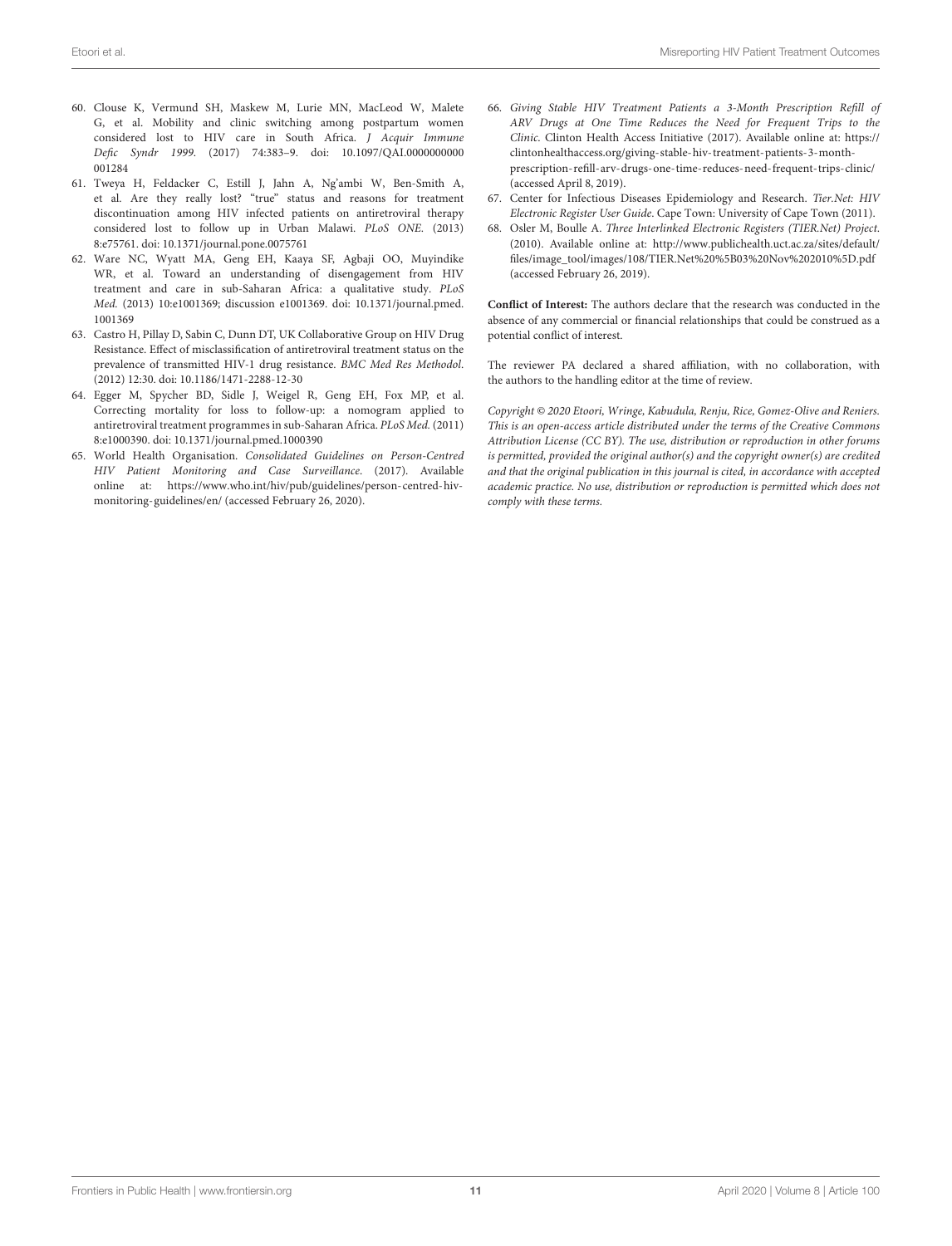60. Clouse K, Vermund SH, Maskew M, Lurie MN, MacLeod W, Malete G, et al. Mobility and clinic switching among postpartum women considered lost to HIV care in South Africa. *J Acquir Immune Defic Syndr 1999*. (2017) 74:383–9. doi: 10.1097/QAI.0000000000001284
61. Tweya H, Feldacker C, Estill J, Jahn A, Ng'ambi W, Ben-Smith A, et al. Are they really lost? "true" status and reasons for treatment discontinuation among HIV infected patients on antiretroviral therapy considered lost to follow up in Urban Malawi. *PLoS ONE*. (2013) 8:e75761. doi: 10.1371/journal.pone.0075761
62. Ware NC, Wyatt MA, Geng EH, Kaaya SF, Agbaji OO, Muyindike WR, et al. Toward an understanding of disengagement from HIV treatment and care in sub-Saharan Africa: a qualitative study. *PLoS Med*. (2013) 10:e1001369; discussion e1001369. doi: 10.1371/journal.pmed.1001369
63. Castro H, Pillay D, Sabin C, Dunn DT, UK Collaborative Group on HIV Drug Resistance. Effect of misclassification of antiretroviral treatment status on the prevalence of transmitted HIV-1 drug resistance. *BMC Med Res Methodol*. (2012) 12:30. doi: 10.1186/1471-2288-12-30
64. Egger M, Spycher BD, Sidle J, Weigel R, Geng EH, Fox MP, et al. Correcting mortality for loss to follow-up: a nomogram applied to antiretroviral treatment programmes in sub-Saharan Africa. *PLoS Med*. (2011) 8:e1000390. doi: 10.1371/journal.pmed.1000390
65. World Health Organisation. *Consolidated Guidelines on Person-Centred HIV Patient Monitoring and Case Surveillance*. (2017). Available online at: https://www.who.int/hiv/pub/guidelines/person-centred-hiv-monitoring-guidelines/en/ (accessed February 26, 2020).
66. *Giving Stable HIV Treatment Patients a 3-Month Prescription Refill of ARV Drugs at One Time Reduces the Need for Frequent Trips to the Clinic*. Clinton Health Access Initiative (2017). Available online at: https://clintonhealthaccess.org/giving-stable-hiv-treatment-patients-3-month-prescription-refill-arv-drugs-one-time-reduces-need-frequent-trips-clinic/ (accessed April 8, 2019).
67. Center for Infectious Diseases Epidemiology and Research. *Tier.Net: HIV Electronic Register User Guide*. Cape Town: University of Cape Town (2011).
68. Osler M, Boulle A. *Three Interlinked Electronic Registers (TIER.Net) Project*. (2010). Available online at: http://www.publichealth.uct.ac.za/sites/default/files/image_tool/images/108/TIER.Net%20%5B03%20Nov%202010%5D.pdf (accessed February 26, 2019).

**Conflict of Interest:** The authors declare that the research was conducted in the absence of any commercial or financial relationships that could be construed as a potential conflict of interest.

The reviewer PA declared a shared affiliation, with no collaboration, with the authors to the handling editor at the time of review.

*Copyright © 2020 Etoori, Wringe, Kabudula, Renju, Rice, Gomez-Olive and Reniers. This is an open-access article distributed under the terms of the Creative Commons Attribution License (CC BY). The use, distribution or reproduction in other forums is permitted, provided the original author(s) and the copyright owner(s) are credited and that the original publication in this journal is cited, in accordance with accepted academic practice. No use, distribution or reproduction is permitted which does not comply with these terms.*